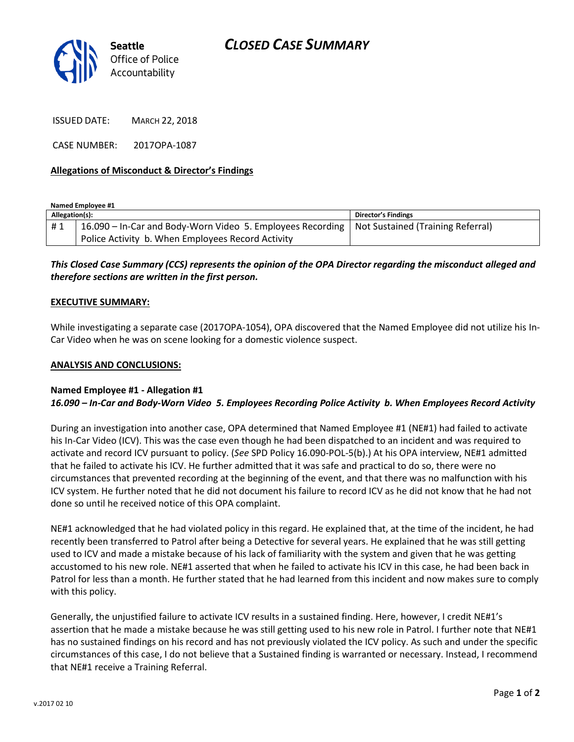Seattle Office of Police Accountability

# CLOSED CASE SUMMARY

ISSUED DATE: MARCH 22, 2018

CASE NUMBER: 2017OPA-1087

**Allegations of Misconduct & Director's Findings**

**Named Employee #1**

| Allegation(s): | | Director's Findings |
|---|---|---|
| # 1 | 16.090 – In-Car and Body-Worn Video 5. Employees Recording Police Activity b. When Employees Record Activity | Not Sustained (Training Referral) |

***This Closed Case Summary (CCS) represents the opinion of the OPA Director regarding the misconduct alleged and therefore sections are written in the first person.***

**EXECUTIVE SUMMARY:**

While investigating a separate case (2017OPA-1054), OPA discovered that the Named Employee did not utilize his In-Car Video when he was on scene looking for a domestic violence suspect.

**ANALYSIS AND CONCLUSIONS:**

**Named Employee #1 - Allegation #1**
***16.090 – In-Car and Body-Worn Video 5. Employees Recording Police Activity b. When Employees Record Activity***

During an investigation into another case, OPA determined that Named Employee #1 (NE#1) had failed to activate his In-Car Video (ICV). This was the case even though he had been dispatched to an incident and was required to activate and record ICV pursuant to policy. (*See* SPD Policy 16.090-POL-5(b).) At his OPA interview, NE#1 admitted that he failed to activate his ICV. He further admitted that it was safe and practical to do so, there were no circumstances that prevented recording at the beginning of the event, and that there was no malfunction with his ICV system. He further noted that he did not document his failure to record ICV as he did not know that he had not done so until he received notice of this OPA complaint.

NE#1 acknowledged that he had violated policy in this regard. He explained that, at the time of the incident, he had recently been transferred to Patrol after being a Detective for several years. He explained that he was still getting used to ICV and made a mistake because of his lack of familiarity with the system and given that he was getting accustomed to his new role. NE#1 asserted that when he failed to activate his ICV in this case, he had been back in Patrol for less than a month. He further stated that he had learned from this incident and now makes sure to comply with this policy.

Generally, the unjustified failure to activate ICV results in a sustained finding. Here, however, I credit NE#1's assertion that he made a mistake because he was still getting used to his new role in Patrol. I further note that NE#1 has no sustained findings on his record and has not previously violated the ICV policy. As such and under the specific circumstances of this case, I do not believe that a Sustained finding is warranted or necessary. Instead, I recommend that NE#1 receive a Training Referral.

v.2017 02 10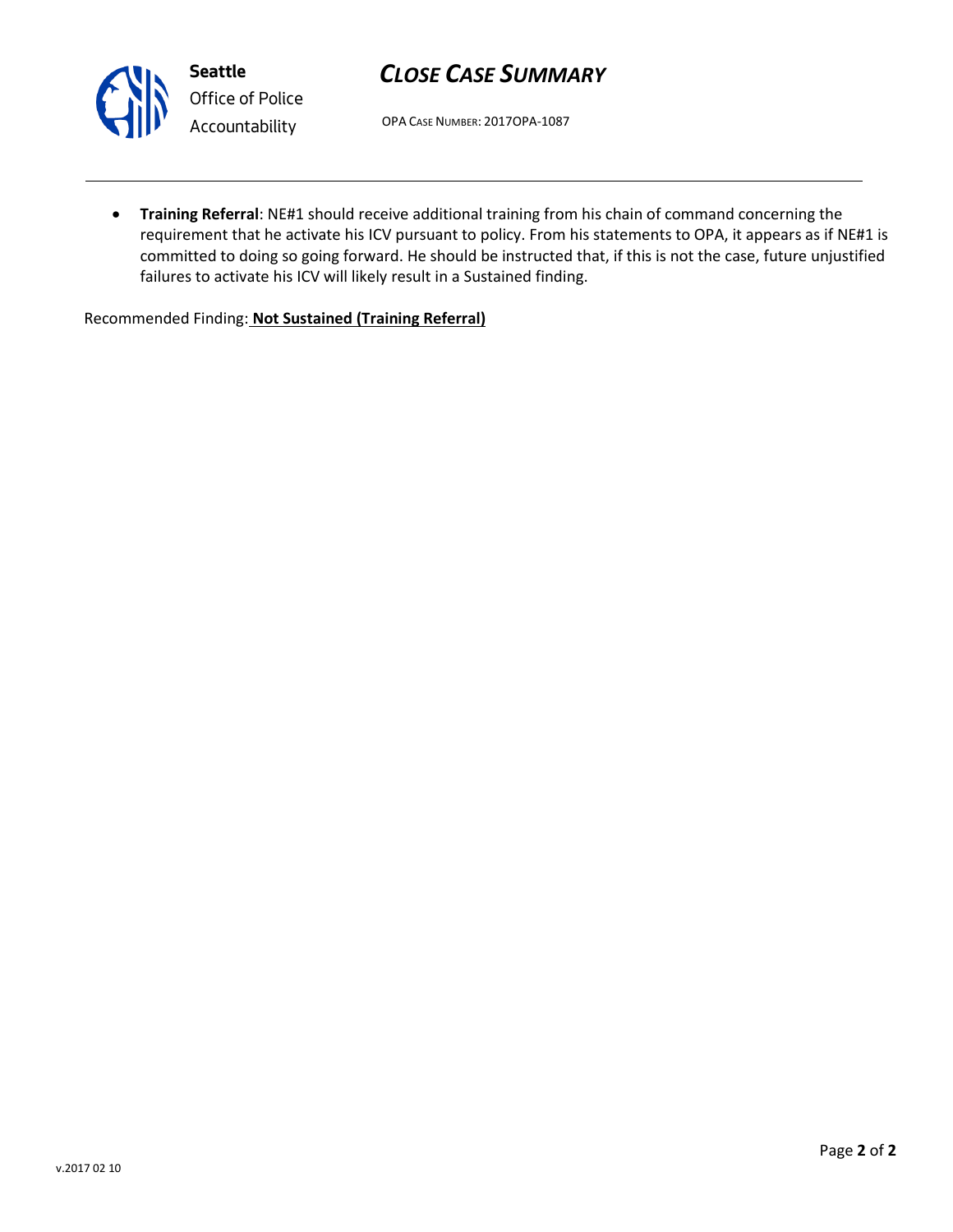- **Training Referral**: NE#1 should receive additional training from his chain of command concerning the requirement that he activate his ICV pursuant to policy. From his statements to OPA, it appears as if NE#1 is committed to doing so going forward. He should be instructed that, if this is not the case, future unjustified failures to activate his ICV will likely result in a Sustained finding.

Recommended Finding: **Not Sustained (Training Referral)**